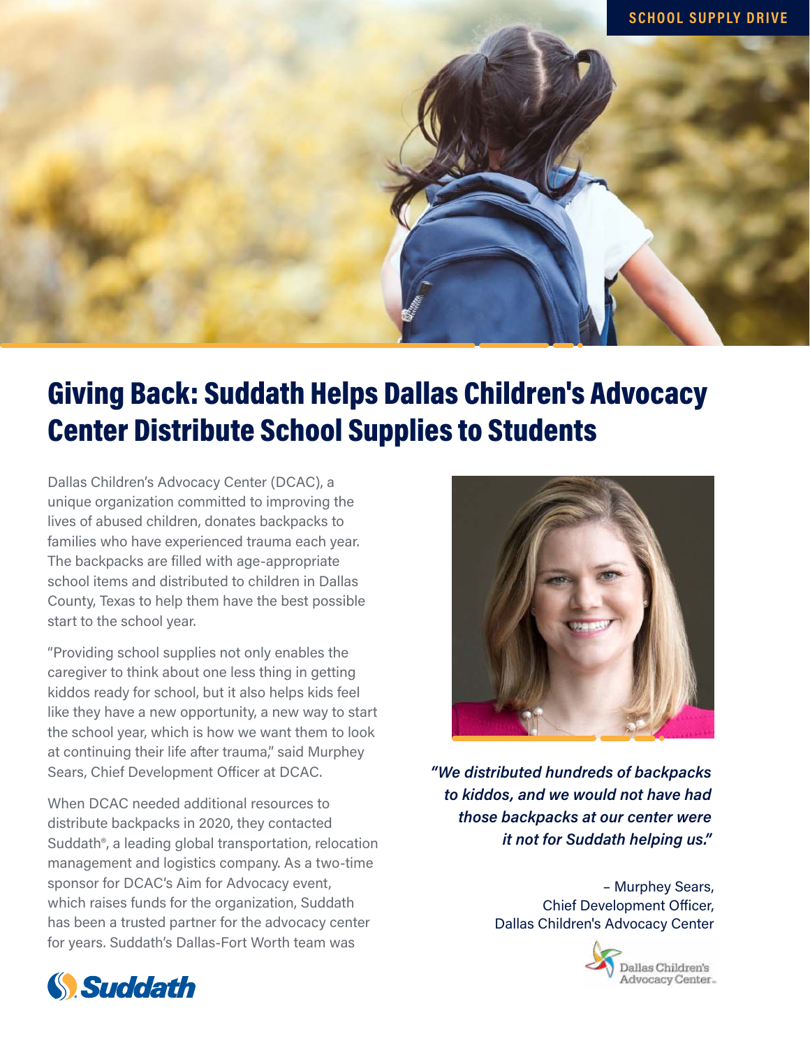SCHOOL SUPPLY DRIVE

# Giving Back: Suddath Helps Dallas Children's Advocacy Center Distribute School Supplies to Students

Dallas Children's Advocacy Center (DCAC), a unique organization committed to improving the lives of abused children, donates backpacks to families who have experienced trauma each year. The backpacks are filled with age-appropriate school items and distributed to children in Dallas County, Texas to help them have the best possible start to the school year.

"Providing school supplies not only enables the caregiver to think about one less thing in getting kiddos ready for school, but it also helps kids feel like they have a new opportunity, a new way to start the school year, which is how we want them to look at continuing their life after trauma," said Murphey Sears, Chief Development Officer at DCAC.

When DCAC needed additional resources to distribute backpacks in 2020, they contacted Suddath®, a leading global transportation, relocation management and logistics company. As a two-time sponsor for DCAC's Aim for Advocacy event, which raises funds for the organization, Suddath has been a trusted partner for the advocacy center for years. Suddath's Dallas-Fort Worth team was

***"We distributed hundreds of backpacks to kiddos, and we would not have had those backpacks at our center were it not for Suddath helping us."***

– Murphey Sears,
Chief Development Officer,
Dallas Children's Advocacy Center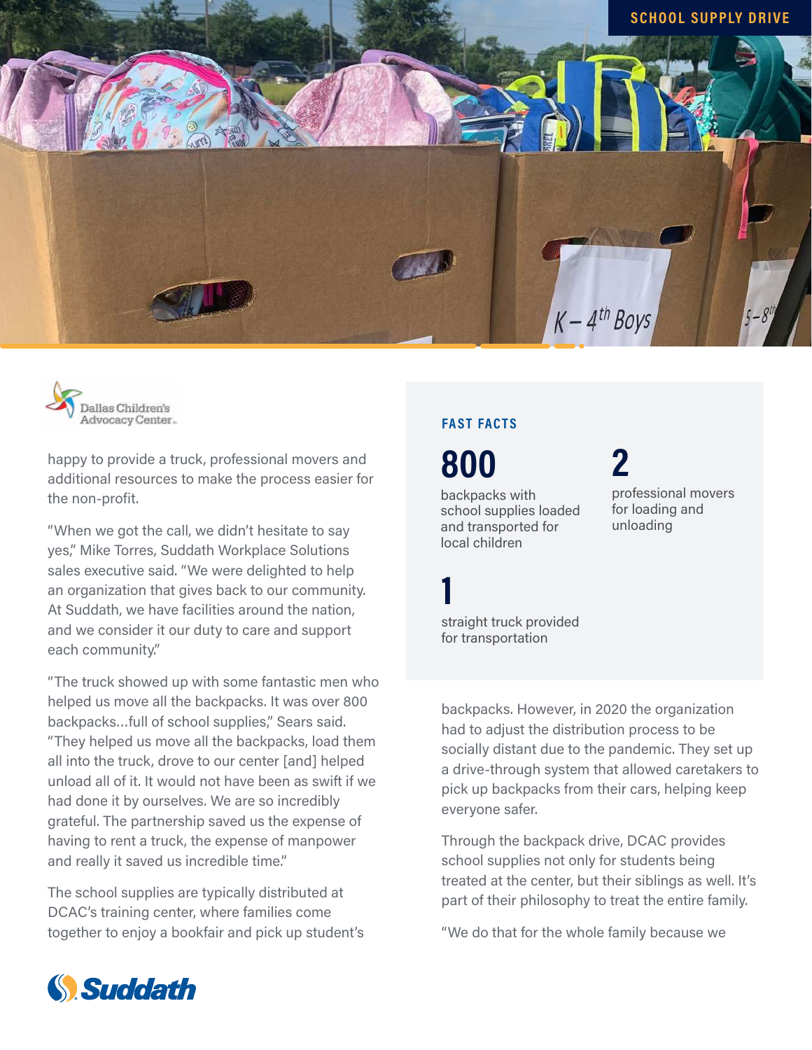happy to provide a truck, professional movers and additional resources to make the process easier for the non-profit.

"When we got the call, we didn't hesitate to say yes," Mike Torres, Suddath Workplace Solutions sales executive said. "We were delighted to help an organization that gives back to our community. At Suddath, we have facilities around the nation, and we consider it our duty to care and support each community."

"The truck showed up with some fantastic men who helped us move all the backpacks. It was over 800 backpacks...full of school supplies," Sears said. "They helped us move all the backpacks, load them all into the truck, drove to our center [and] helped unload all of it. It would not have been as swift if we had done it by ourselves. We are so incredibly grateful. The partnership saved us the expense of having to rent a truck, the expense of manpower and really it saved us incredible time."

The school supplies are typically distributed at DCAC's training center, where families come together to enjoy a bookfair and pick up student's backpacks. However, in 2020 the organization had to adjust the distribution process to be socially distant due to the pandemic. They set up a drive-through system that allowed caretakers to pick up backpacks from their cars, helping keep everyone safer.

Through the backpack drive, DCAC provides school supplies not only for students being treated at the center, but their siblings as well. It's part of their philosophy to treat the entire family.

"We do that for the whole family because we

### FAST FACTS

**800**
backpacks with school supplies loaded and transported for local children

**2**
professional movers for loading and unloading

**1**
straight truck provided for transportation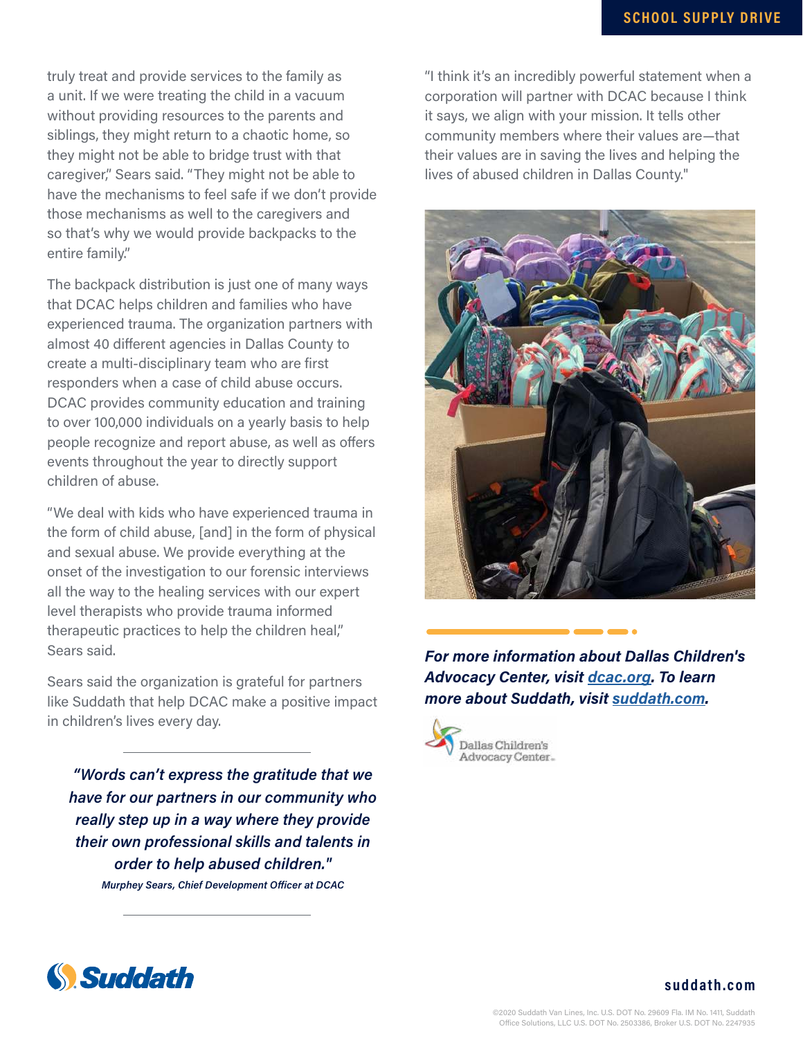truly treat and provide services to the family as a unit. If we were treating the child in a vacuum without providing resources to the parents and siblings, they might return to a chaotic home, so they might not be able to bridge trust with that caregiver," Sears said. "They might not be able to have the mechanisms to feel safe if we don't provide those mechanisms as well to the caregivers and so that's why we would provide backpacks to the entire family."

The backpack distribution is just one of many ways that DCAC helps children and families who have experienced trauma. The organization partners with almost 40 different agencies in Dallas County to create a multi-disciplinary team who are first responders when a case of child abuse occurs. DCAC provides community education and training to over 100,000 individuals on a yearly basis to help people recognize and report abuse, as well as offers events throughout the year to directly support children of abuse.

"We deal with kids who have experienced trauma in the form of child abuse, [and] in the form of physical and sexual abuse. We provide everything at the onset of the investigation to our forensic interviews all the way to the healing services with our expert level therapists who provide trauma informed therapeutic practices to help the children heal," Sears said.

Sears said the organization is grateful for partners like Suddath that help DCAC make a positive impact in children's lives every day.

> ***"Words can't express the gratitude that we have for our partners in our community who really step up in a way where they provide their own professional skills and talents in order to help abused children."***
>
> *Murphey Sears, Chief Development Officer at DCAC*

"I think it's an incredibly powerful statement when a corporation will partner with DCAC because I think it says, we align with your mission. It tells other community members where their values are—that their values are in saving the lives and helping the lives of abused children in Dallas County."

***For more information about Dallas Children's Advocacy Center, visit [dcac.org](dcac.org). To learn more about Suddath, visit [suddath.com](suddath.com).***

Dallas Children's Advocacy Center

©2020 Suddath Van Lines, Inc. U.S. DOT No. 29609 Fla. IM No. 1411, Suddath Office Solutions, LLC U.S. DOT No. 2503386, Broker U.S. DOT No. 2247935